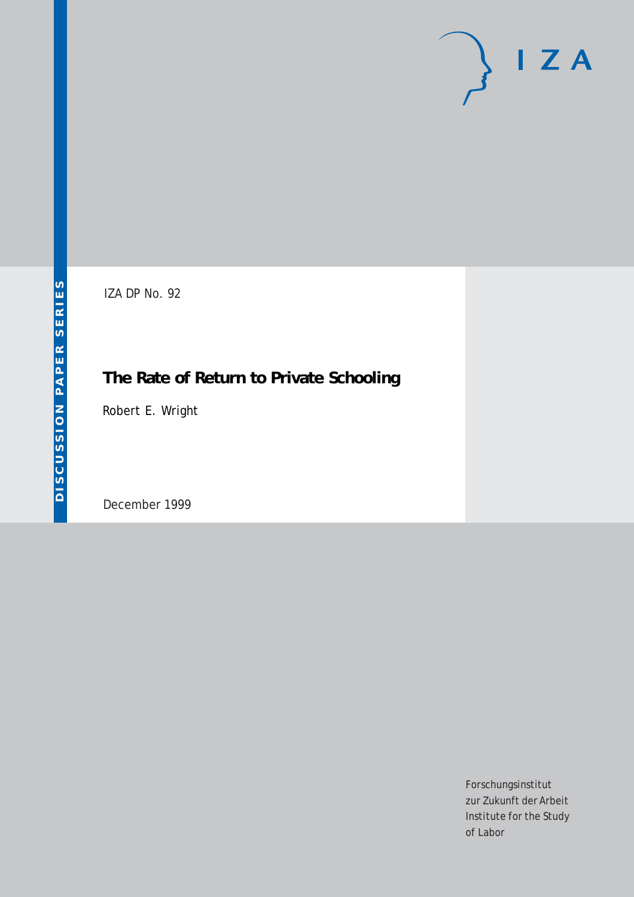IZA

DISCUSSION PAPER SERIES

IZA DP No. 92

# The Rate of Return to Private Schooling

Robert E. Wright

December 1999

Forschungsinstitut
zur Zukunft der Arbeit
Institute for the Study
of Labor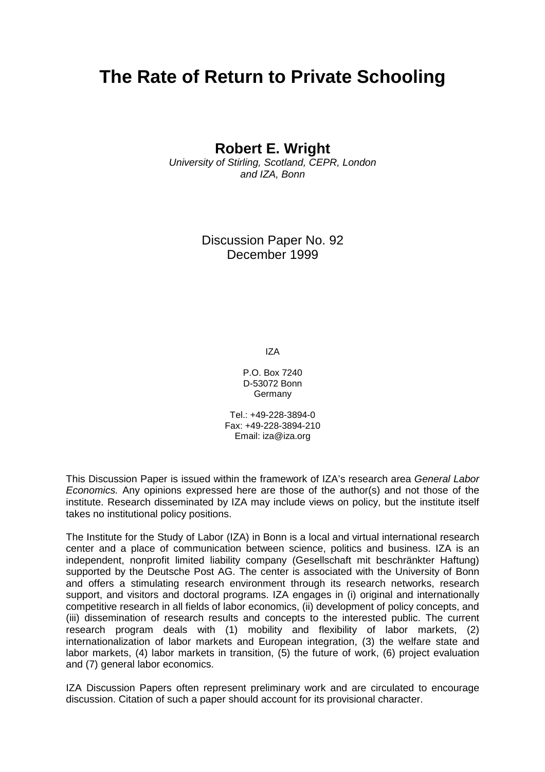# The Rate of Return to Private Schooling

**Robert E. Wright**

*University of Stirling, Scotland, CEPR, London and IZA, Bonn*

Discussion Paper No. 92
December 1999

IZA

P.O. Box 7240
D-53072 Bonn
Germany

Tel.: +49-228-3894-0
Fax: +49-228-3894-210
Email: iza@iza.org

This Discussion Paper is issued within the framework of IZA's research area *General Labor Economics.* Any opinions expressed here are those of the author(s) and not those of the institute. Research disseminated by IZA may include views on policy, but the institute itself takes no institutional policy positions.

The Institute for the Study of Labor (IZA) in Bonn is a local and virtual international research center and a place of communication between science, politics and business. IZA is an independent, nonprofit limited liability company (Gesellschaft mit beschränkter Haftung) supported by the Deutsche Post AG. The center is associated with the University of Bonn and offers a stimulating research environment through its research networks, research support, and visitors and doctoral programs. IZA engages in (i) original and internationally competitive research in all fields of labor economics, (ii) development of policy concepts, and (iii) dissemination of research results and concepts to the interested public. The current research program deals with (1) mobility and flexibility of labor markets, (2) internationalization of labor markets and European integration, (3) the welfare state and labor markets, (4) labor markets in transition, (5) the future of work, (6) project evaluation and (7) general labor economics.

IZA Discussion Papers often represent preliminary work and are circulated to encourage discussion. Citation of such a paper should account for its provisional character.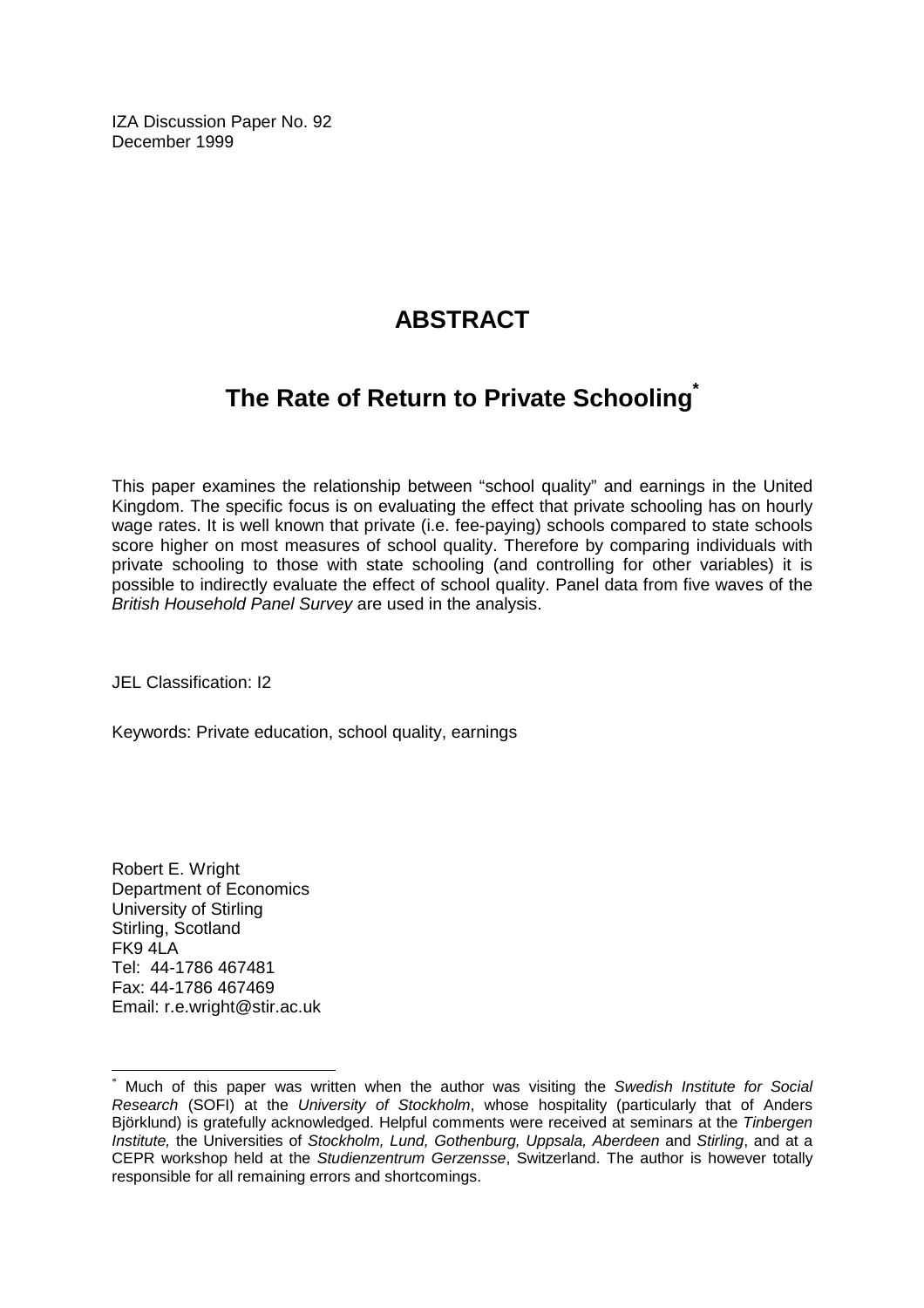IZA Discussion Paper No. 92
December 1999

# ABSTRACT

## The Rate of Return to Private Schooling*

This paper examines the relationship between "school quality" and earnings in the United Kingdom. The specific focus is on evaluating the effect that private schooling has on hourly wage rates. It is well known that private (i.e. fee-paying) schools compared to state schools score higher on most measures of school quality. Therefore by comparing individuals with private schooling to those with state schooling (and controlling for other variables) it is possible to indirectly evaluate the effect of school quality. Panel data from five waves of the *British Household Panel Survey* are used in the analysis.

JEL Classification: I2

Keywords: Private education, school quality, earnings

Robert E. Wright
Department of Economics
University of Stirling
Stirling, Scotland
FK9 4LA
Tel: 44-1786 467481
Fax: 44-1786 467469
Email: r.e.wright@stir.ac.uk

---

* Much of this paper was written when the author was visiting the *Swedish Institute for Social Research* (SOFI) at the *University of Stockholm*, whose hospitality (particularly that of Anders Björklund) is gratefully acknowledged. Helpful comments were received at seminars at the *Tinbergen Institute,* the Universities of *Stockholm, Lund, Gothenburg, Uppsala, Aberdeen* and *Stirling*, and at a CEPR workshop held at the *Studienzentrum Gerzensse*, Switzerland. The author is however totally responsible for all remaining errors and shortcomings.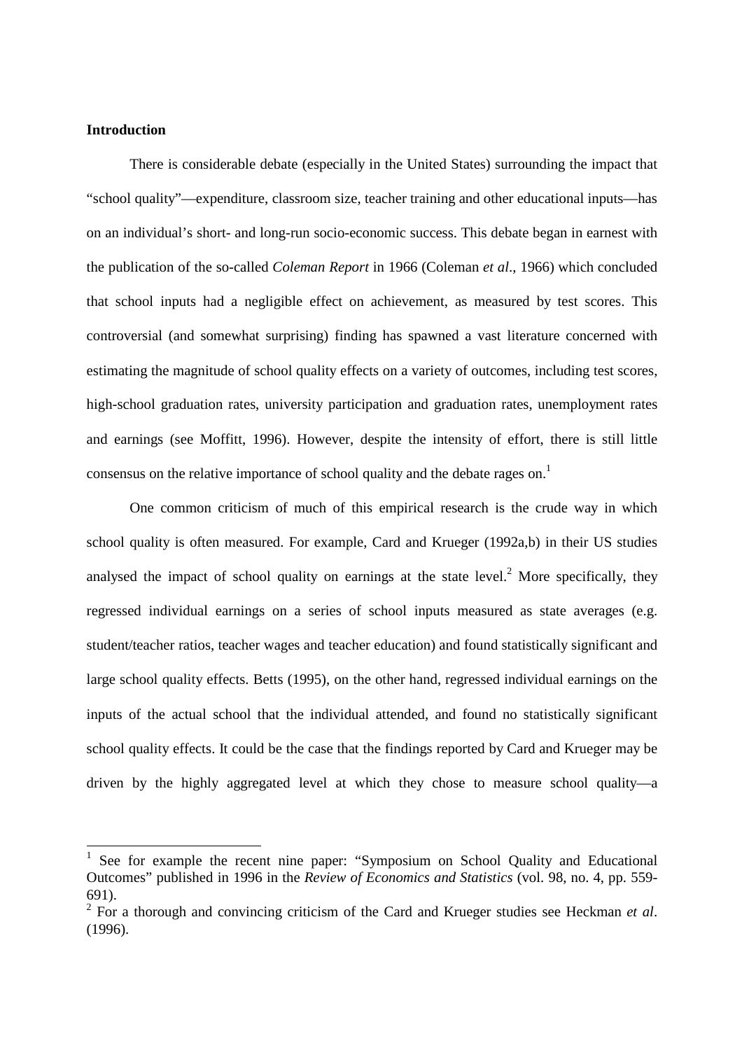**Introduction**

There is considerable debate (especially in the United States) surrounding the impact that "school quality"—expenditure, classroom size, teacher training and other educational inputs—has on an individual's short- and long-run socio-economic success. This debate began in earnest with the publication of the so-called *Coleman Report* in 1966 (Coleman *et al*., 1966) which concluded that school inputs had a negligible effect on achievement, as measured by test scores. This controversial (and somewhat surprising) finding has spawned a vast literature concerned with estimating the magnitude of school quality effects on a variety of outcomes, including test scores, high-school graduation rates, university participation and graduation rates, unemployment rates and earnings (see Moffitt, 1996). However, despite the intensity of effort, there is still little consensus on the relative importance of school quality and the debate rages on.[1]

One common criticism of much of this empirical research is the crude way in which school quality is often measured. For example, Card and Krueger (1992a,b) in their US studies analysed the impact of school quality on earnings at the state level.[2] More specifically, they regressed individual earnings on a series of school inputs measured as state averages (e.g. student/teacher ratios, teacher wages and teacher education) and found statistically significant and large school quality effects. Betts (1995), on the other hand, regressed individual earnings on the inputs of the actual school that the individual attended, and found no statistically significant school quality effects. It could be the case that the findings reported by Card and Krueger may be driven by the highly aggregated level at which they chose to measure school quality—a

---

[1] See for example the recent nine paper: "Symposium on School Quality and Educational Outcomes" published in 1996 in the *Review of Economics and Statistics* (vol. 98, no. 4, pp. 559-691).

[2] For a thorough and convincing criticism of the Card and Krueger studies see Heckman *et al*. (1996).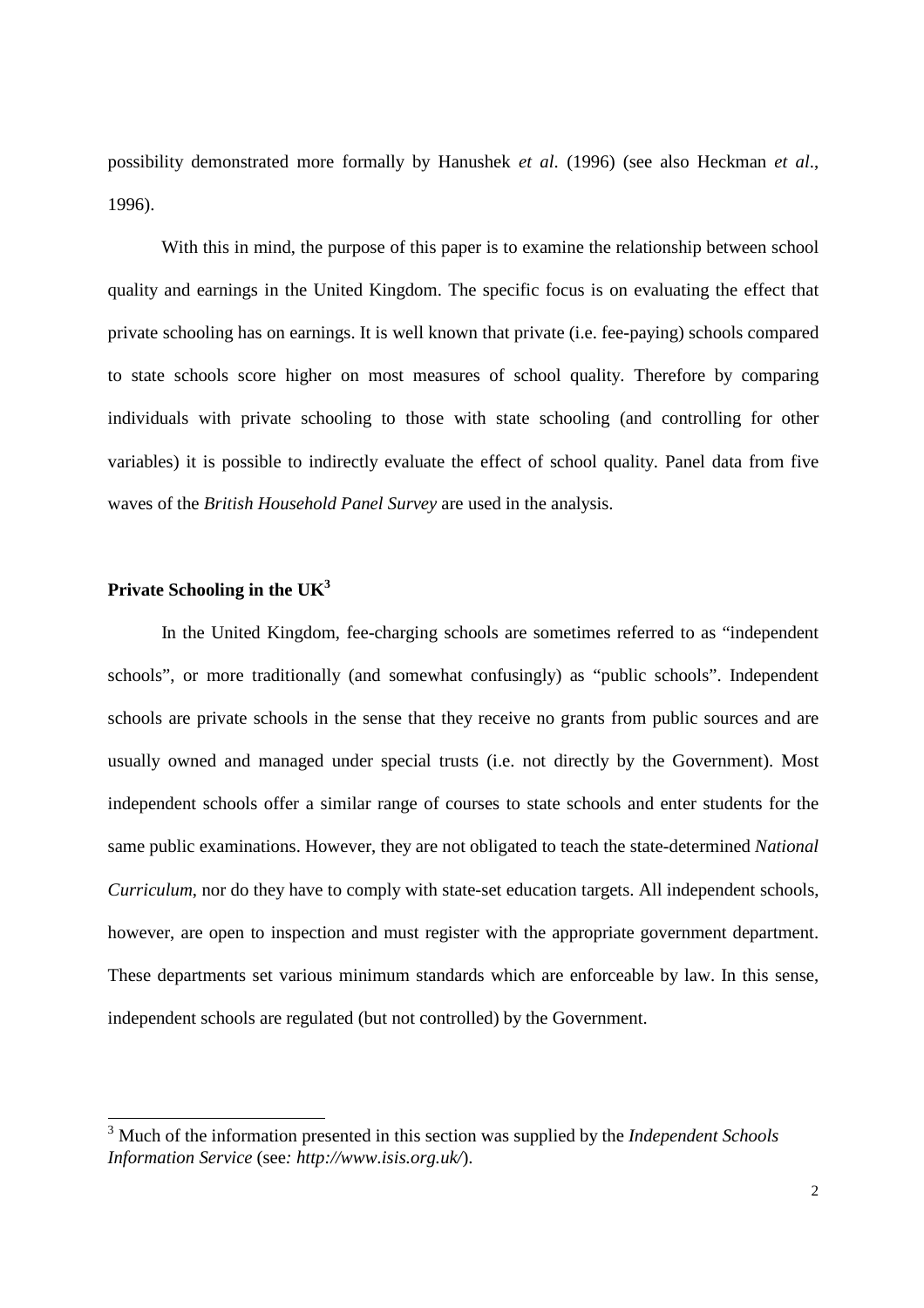possibility demonstrated more formally by Hanushek *et al*. (1996) (see also Heckman *et al*., 1996).

With this in mind, the purpose of this paper is to examine the relationship between school quality and earnings in the United Kingdom. The specific focus is on evaluating the effect that private schooling has on earnings. It is well known that private (i.e. fee-paying) schools compared to state schools score higher on most measures of school quality. Therefore by comparing individuals with private schooling to those with state schooling (and controlling for other variables) it is possible to indirectly evaluate the effect of school quality. Panel data from five waves of the *British Household Panel Survey* are used in the analysis.

## Private Schooling in the UK[3]

In the United Kingdom, fee-charging schools are sometimes referred to as "independent schools", or more traditionally (and somewhat confusingly) as "public schools". Independent schools are private schools in the sense that they receive no grants from public sources and are usually owned and managed under special trusts (i.e. not directly by the Government). Most independent schools offer a similar range of courses to state schools and enter students for the same public examinations. However, they are not obligated to teach the state-determined *National Curriculum*, nor do they have to comply with state-set education targets. All independent schools, however, are open to inspection and must register with the appropriate government department. These departments set various minimum standards which are enforceable by law. In this sense, independent schools are regulated (but not controlled) by the Government.

---

[3] Much of the information presented in this section was supplied by the *Independent Schools Information Service* (see*: http://www.isis.org.uk/*).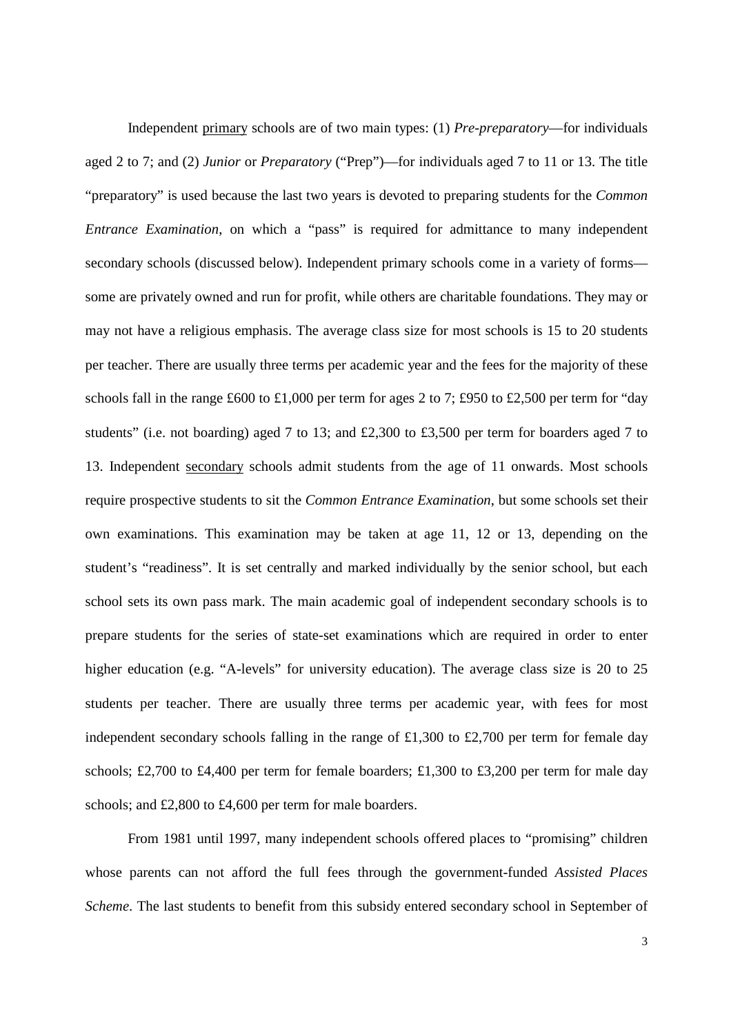Independent <u>primary</u> schools are of two main types: (1) *Pre-preparatory*—for individuals aged 2 to 7; and (2) *Junior* or *Preparatory* ("Prep")—for individuals aged 7 to 11 or 13. The title "preparatory" is used because the last two years is devoted to preparing students for the *Common Entrance Examination*, on which a "pass" is required for admittance to many independent secondary schools (discussed below). Independent primary schools come in a variety of forms—some are privately owned and run for profit, while others are charitable foundations. They may or may not have a religious emphasis. The average class size for most schools is 15 to 20 students per teacher. There are usually three terms per academic year and the fees for the majority of these schools fall in the range £600 to £1,000 per term for ages 2 to 7; £950 to £2,500 per term for "day students" (i.e. not boarding) aged 7 to 13; and £2,300 to £3,500 per term for boarders aged 7 to 13. Independent <u>secondary</u> schools admit students from the age of 11 onwards. Most schools require prospective students to sit the *Common Entrance Examination*, but some schools set their own examinations. This examination may be taken at age 11, 12 or 13, depending on the student's "readiness". It is set centrally and marked individually by the senior school, but each school sets its own pass mark. The main academic goal of independent secondary schools is to prepare students for the series of state-set examinations which are required in order to enter higher education (e.g. "A-levels" for university education). The average class size is 20 to 25 students per teacher. There are usually three terms per academic year, with fees for most independent secondary schools falling in the range of £1,300 to £2,700 per term for female day schools; £2,700 to £4,400 per term for female boarders; £1,300 to £3,200 per term for male day schools; and £2,800 to £4,600 per term for male boarders.

From 1981 until 1997, many independent schools offered places to "promising" children whose parents can not afford the full fees through the government-funded *Assisted Places Scheme*. The last students to benefit from this subsidy entered secondary school in September of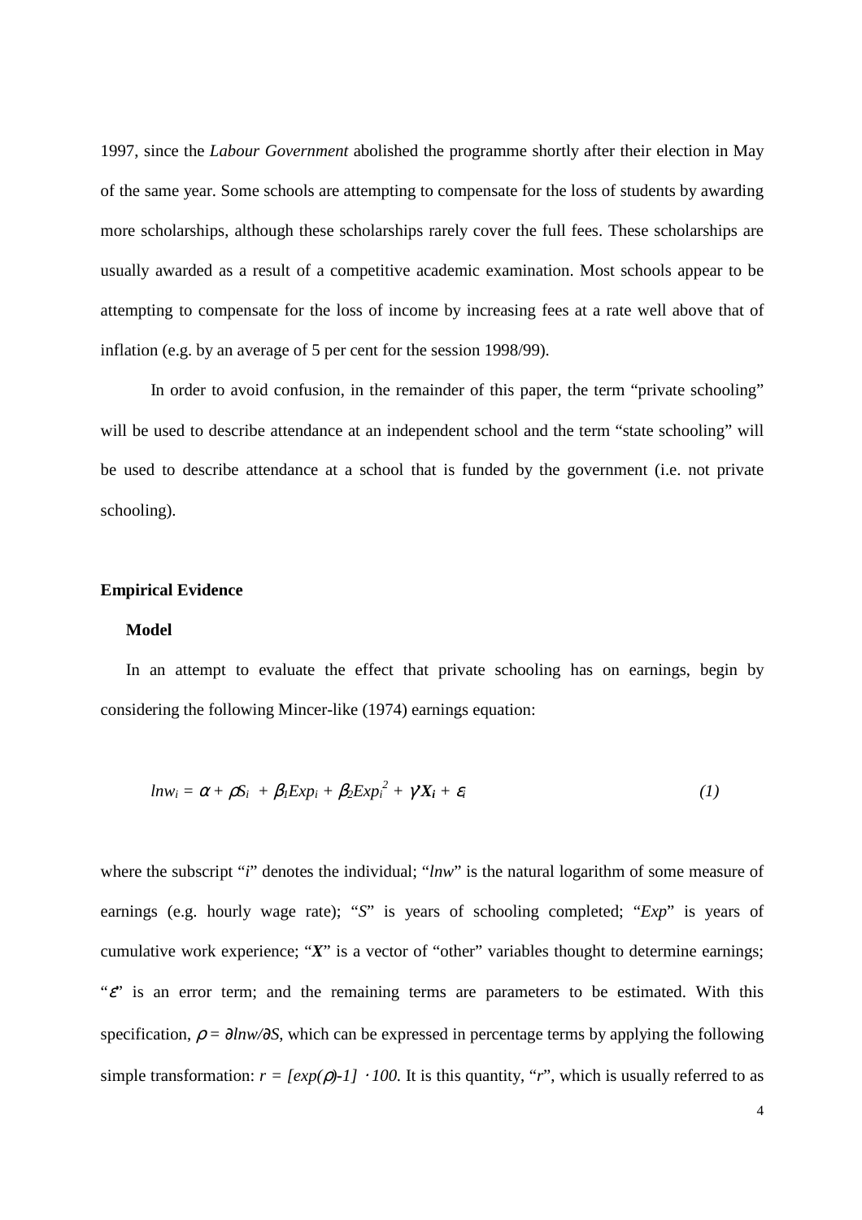1997, since the *Labour Government* abolished the programme shortly after their election in May of the same year. Some schools are attempting to compensate for the loss of students by awarding more scholarships, although these scholarships rarely cover the full fees. These scholarships are usually awarded as a result of a competitive academic examination. Most schools appear to be attempting to compensate for the loss of income by increasing fees at a rate well above that of inflation (e.g. by an average of 5 per cent for the session 1998/99).

In order to avoid confusion, in the remainder of this paper, the term "private schooling" will be used to describe attendance at an independent school and the term "state schooling" will be used to describe attendance at a school that is funded by the government (i.e. not private schooling).

## Empirical Evidence

### Model

In an attempt to evaluate the effect that private schooling has on earnings, begin by considering the following Mincer-like (1974) earnings equation:

$$lnw_i = \alpha + \rho S_i + \beta_1 Exp_i + \beta_2 Exp_i^2 + \gamma' \boldsymbol{X_i} + \varepsilon_i \qquad (1)$$

where the subscript "$i$" denotes the individual; "$lnw$" is the natural logarithm of some measure of earnings (e.g. hourly wage rate); "$S$" is years of schooling completed; "$Exp$" is years of cumulative work experience; "$\boldsymbol{X}$" is a vector of "other" variables thought to determine earnings; "$\varepsilon$" is an error term; and the remaining terms are parameters to be estimated. With this specification, $\rho = \partial lnw/\partial S$, which can be expressed in percentage terms by applying the following simple transformation: $r = [exp(\rho)-1] \cdot 100$. It is this quantity, "$r$", which is usually referred to as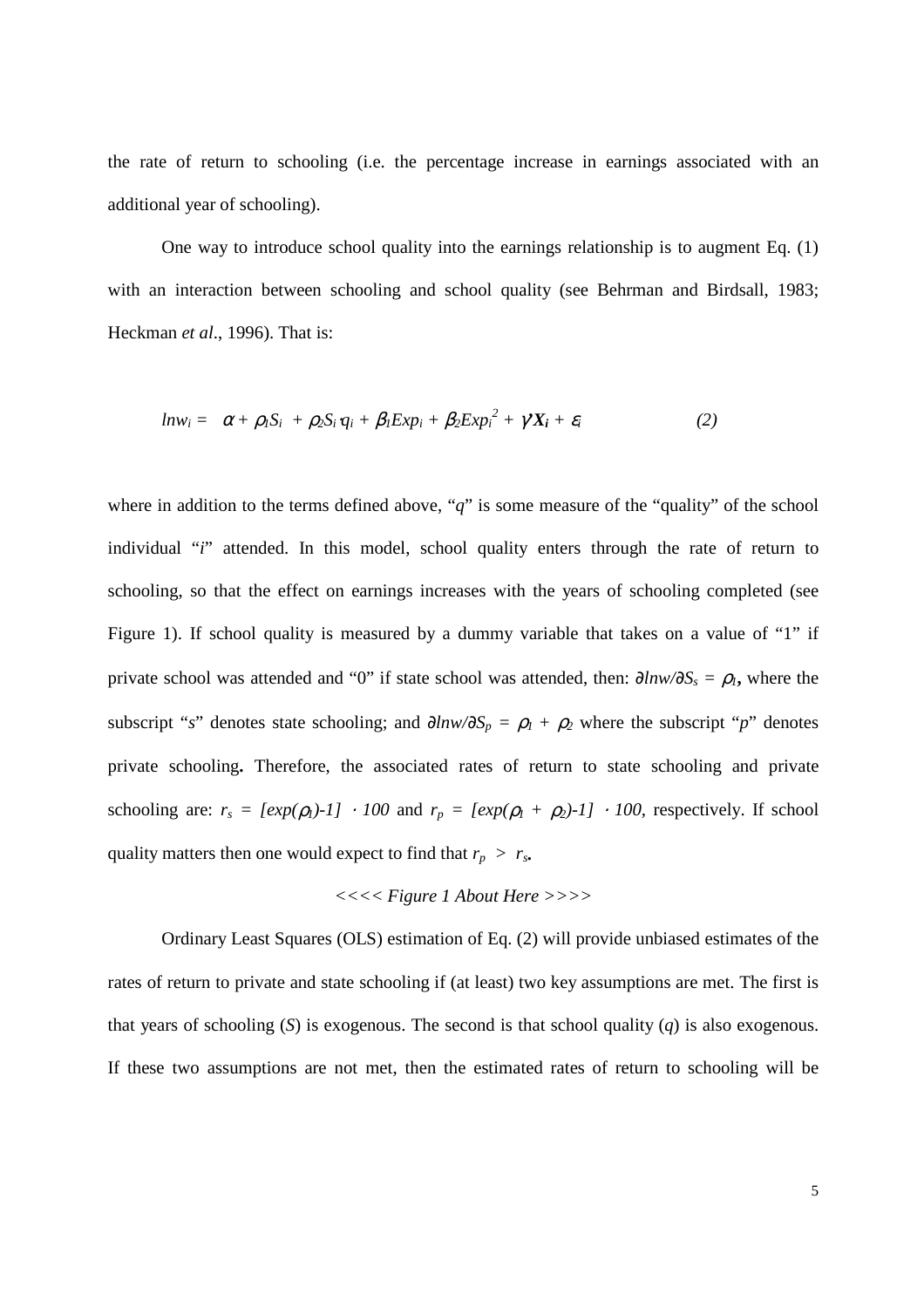the rate of return to schooling (i.e. the percentage increase in earnings associated with an additional year of schooling).

One way to introduce school quality into the earnings relationship is to augment Eq. (1) with an interaction between schooling and school quality (see Behrman and Birdsall, 1983; Heckman *et al*., 1996). That is:

$$lnw_i = \alpha + \rho_1 S_i + \rho_2 S_i \cdot q_i + \beta_1 Exp_i + \beta_2 Exp_i^2 + \gamma \boldsymbol{X_i} + \varepsilon_i \qquad (2)$$

where in addition to the terms defined above, "*q*" is some measure of the "quality" of the school individual "*i*" attended. In this model, school quality enters through the rate of return to schooling, so that the effect on earnings increases with the years of schooling completed (see Figure 1). If school quality is measured by a dummy variable that takes on a value of "1" if private school was attended and "0" if state school was attended, then: $\partial lnw/\partial S_s = \rho_1$, where the subscript "*s*" denotes state schooling; and $\partial lnw/\partial S_p = \rho_1 + \rho_2$ where the subscript "*p*" denotes private schooling**.** Therefore, the associated rates of return to state schooling and private schooling are: $r_s = [exp(\rho_1)-1] \cdot 100$ and $r_p = [exp(\rho_1 + \rho_2)-1] \cdot 100$, respectively. If school quality matters then one would expect to find that $r_p > r_s$.

*<<<< Figure 1 About Here >>>>*

Ordinary Least Squares (OLS) estimation of Eq. (2) will provide unbiased estimates of the rates of return to private and state schooling if (at least) two key assumptions are met. The first is that years of schooling (*S*) is exogenous. The second is that school quality (*q*) is also exogenous. If these two assumptions are not met, then the estimated rates of return to schooling will be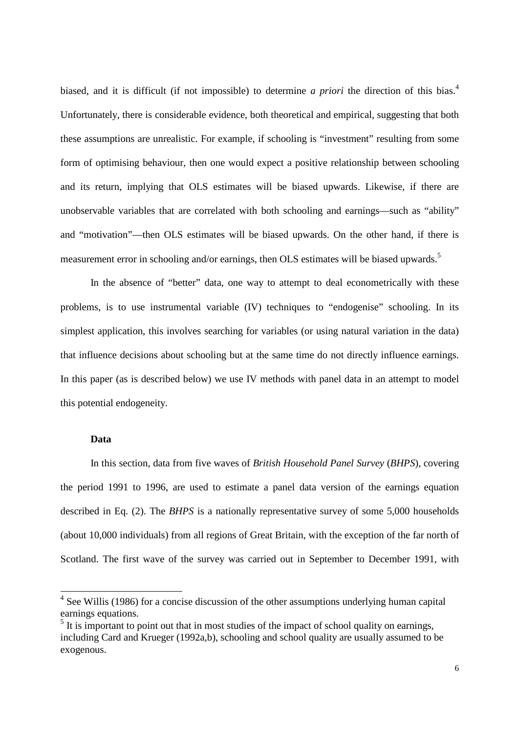biased, and it is difficult (if not impossible) to determine *a priori* the direction of this bias.[4] Unfortunately, there is considerable evidence, both theoretical and empirical, suggesting that both these assumptions are unrealistic. For example, if schooling is "investment" resulting from some form of optimising behaviour, then one would expect a positive relationship between schooling and its return, implying that OLS estimates will be biased upwards. Likewise, if there are unobservable variables that are correlated with both schooling and earnings—such as "ability" and "motivation"—then OLS estimates will be biased upwards. On the other hand, if there is measurement error in schooling and/or earnings, then OLS estimates will be biased upwards.[5]

In the absence of "better" data, one way to attempt to deal econometrically with these problems, is to use instrumental variable (IV) techniques to "endogenise" schooling. In its simplest application, this involves searching for variables (or using natural variation in the data) that influence decisions about schooling but at the same time do not directly influence earnings. In this paper (as is described below) we use IV methods with panel data in an attempt to model this potential endogeneity.

**Data**

In this section, data from five waves of *British Household Panel Survey* (*BHPS*), covering the period 1991 to 1996, are used to estimate a panel data version of the earnings equation described in Eq. (2). The *BHPS* is a nationally representative survey of some 5,000 households (about 10,000 individuals) from all regions of Great Britain, with the exception of the far north of Scotland. The first wave of the survey was carried out in September to December 1991, with

[4] See Willis (1986) for a concise discussion of the other assumptions underlying human capital earnings equations.

[5] It is important to point out that in most studies of the impact of school quality on earnings, including Card and Krueger (1992a,b), schooling and school quality are usually assumed to be exogenous.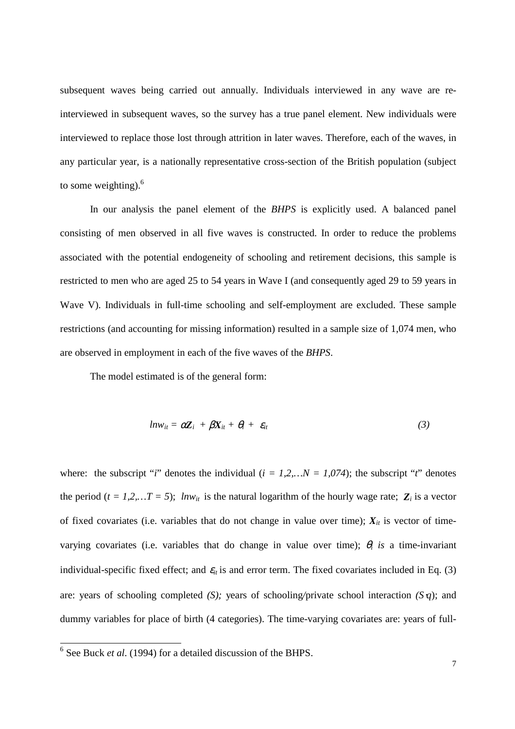subsequent waves being carried out annually. Individuals interviewed in any wave are re-interviewed in subsequent waves, so the survey has a true panel element. New individuals were interviewed to replace those lost through attrition in later waves. Therefore, each of the waves, in any particular year, is a nationally representative cross-section of the British population (subject to some weighting).[6]

In our analysis the panel element of the *BHPS* is explicitly used. A balanced panel consisting of men observed in all five waves is constructed. In order to reduce the problems associated with the potential endogeneity of schooling and retirement decisions, this sample is restricted to men who are aged 25 to 54 years in Wave I (and consequently aged 29 to 59 years in Wave V). Individuals in full-time schooling and self-employment are excluded. These sample restrictions (and accounting for missing information) resulted in a sample size of 1,074 men, who are observed in employment in each of the five waves of the *BHPS*.

The model estimated is of the general form:

$$lnw_{it} = \alpha \boldsymbol{Z}_i + \beta \boldsymbol{X}_{it} + \theta_i + \varepsilon_{it} \qquad (3)$$

where: the subscript "*i*" denotes the individual ($i = 1,2,\ldots N = 1,074$); the subscript "*t*" denotes the period ($t = 1,2,\ldots T = 5$); $lnw_{it}$ is the natural logarithm of the hourly wage rate; $\boldsymbol{Z}_i$ is a vector of fixed covariates (i.e. variables that do not change in value over time); $\boldsymbol{X}_{it}$ is vector of time-varying covariates (i.e. variables that do change in value over time); $\theta_i$ *is* a time-invariant individual-specific fixed effect; and $\varepsilon_{it}$ is and error term. The fixed covariates included in Eq. (3) are: years of schooling completed *(S);* years of schooling/private school interaction $(S \cdot q)$; and dummy variables for place of birth (4 categories). The time-varying covariates are: years of full-

[6] See Buck *et al*. (1994) for a detailed discussion of the BHPS.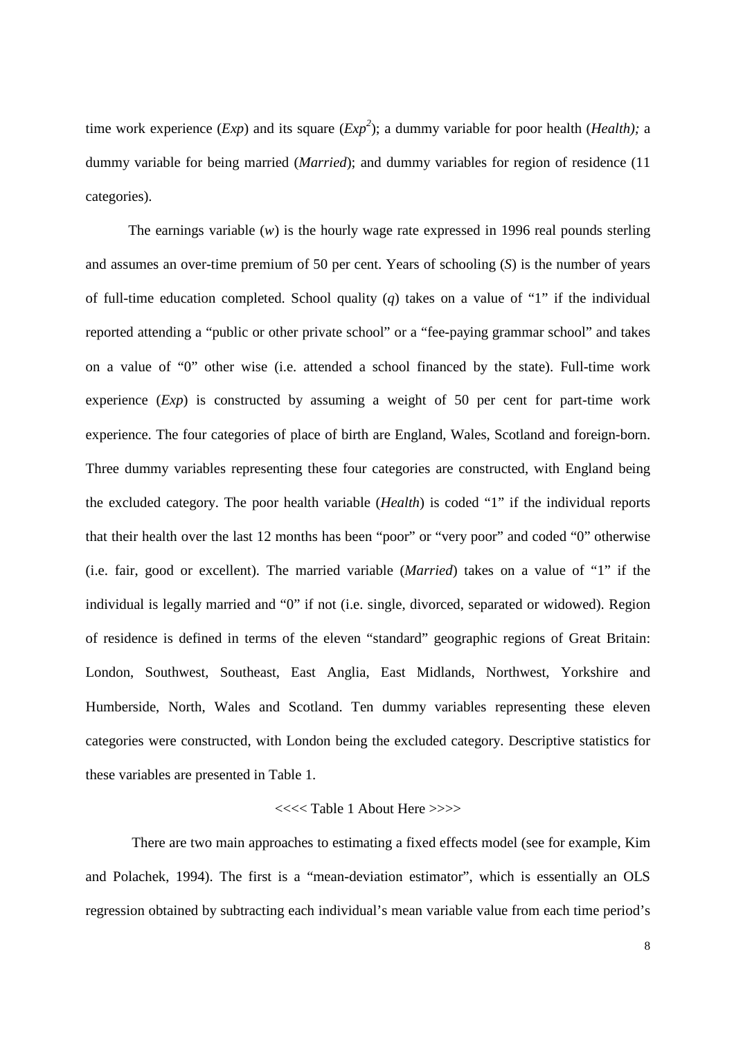time work experience (*Exp*) and its square (*Exp*$^2$); a dummy variable for poor health (*Health);* a dummy variable for being married (*Married*); and dummy variables for region of residence (11 categories).

The earnings variable (*w*) is the hourly wage rate expressed in 1996 real pounds sterling and assumes an over-time premium of 50 per cent. Years of schooling (*S*) is the number of years of full-time education completed. School quality (*q*) takes on a value of "1" if the individual reported attending a "public or other private school" or a "fee-paying grammar school" and takes on a value of "0" other wise (i.e. attended a school financed by the state). Full-time work experience (*Exp*) is constructed by assuming a weight of 50 per cent for part-time work experience. The four categories of place of birth are England, Wales, Scotland and foreign-born. Three dummy variables representing these four categories are constructed, with England being the excluded category. The poor health variable (*Health*) is coded "1" if the individual reports that their health over the last 12 months has been "poor" or "very poor" and coded "0" otherwise (i.e. fair, good or excellent). The married variable (*Married*) takes on a value of "1" if the individual is legally married and "0" if not (i.e. single, divorced, separated or widowed). Region of residence is defined in terms of the eleven "standard" geographic regions of Great Britain: London, Southwest, Southeast, East Anglia, East Midlands, Northwest, Yorkshire and Humberside, North, Wales and Scotland. Ten dummy variables representing these eleven categories were constructed, with London being the excluded category. Descriptive statistics for these variables are presented in Table 1.

<<<< Table 1 About Here >>>>

There are two main approaches to estimating a fixed effects model (see for example, Kim and Polachek, 1994). The first is a "mean-deviation estimator", which is essentially an OLS regression obtained by subtracting each individual's mean variable value from each time period's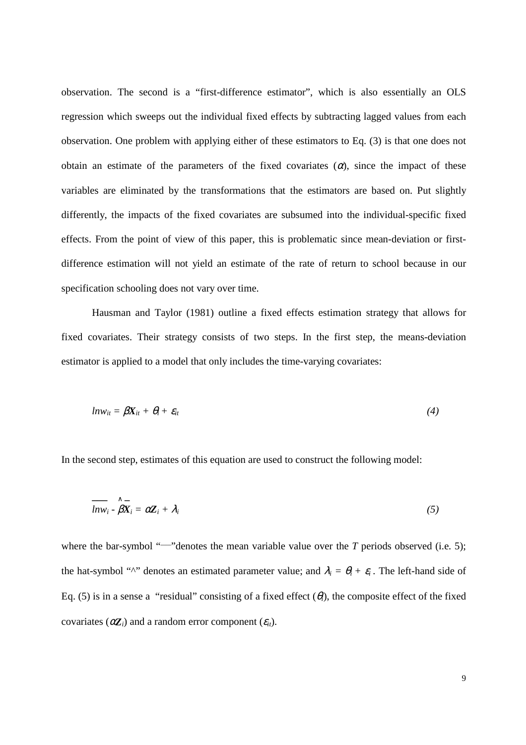observation. The second is a "first-difference estimator", which is also essentially an OLS regression which sweeps out the individual fixed effects by subtracting lagged values from each observation. One problem with applying either of these estimators to Eq. (3) is that one does not obtain an estimate of the parameters of the fixed covariates ($\alpha$), since the impact of these variables are eliminated by the transformations that the estimators are based on. Put slightly differently, the impacts of the fixed covariates are subsumed into the individual-specific fixed effects. From the point of view of this paper, this is problematic since mean-deviation or first-difference estimation will not yield an estimate of the rate of return to school because in our specification schooling does not vary over time.

Hausman and Taylor (1981) outline a fixed effects estimation strategy that allows for fixed covariates. Their strategy consists of two steps. In the first step, the means-deviation estimator is applied to a model that only includes the time-varying covariates:

$$lnw_{it} = \beta \boldsymbol{X}_{it} + \theta_i + \varepsilon_{it} \tag{4}$$

In the second step, estimates of this equation are used to construct the following model:

$$\overline{lnw_i} - \hat{\beta}\overline{\boldsymbol{X}}_i = \alpha \boldsymbol{Z}_i + \lambda_i \tag{5}$$

where the bar-symbol "—"denotes the mean variable value over the $T$ periods observed (i.e. 5); the hat-symbol "^" denotes an estimated parameter value; and $\lambda_i = \theta_i + \bar{\varepsilon}_i$ . The left-hand side of Eq. (5) is in a sense a "residual" consisting of a fixed effect ($\theta_i$), the composite effect of the fixed covariates ($\alpha \boldsymbol{Z}_i$) and a random error component ($\varepsilon_{it}$).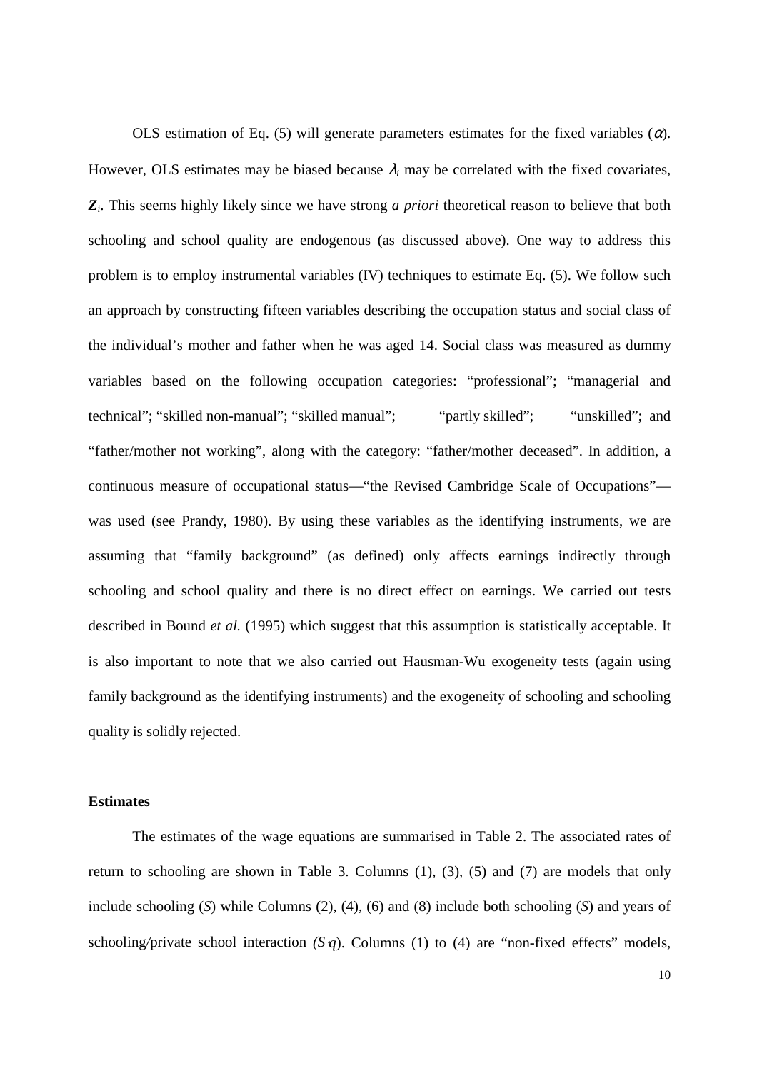OLS estimation of Eq. (5) will generate parameters estimates for the fixed variables ($\alpha$). However, OLS estimates may be biased because $\lambda_i$ may be correlated with the fixed covariates, $\boldsymbol{Z}_i$. This seems highly likely since we have strong *a priori* theoretical reason to believe that both schooling and school quality are endogenous (as discussed above). One way to address this problem is to employ instrumental variables (IV) techniques to estimate Eq. (5). We follow such an approach by constructing fifteen variables describing the occupation status and social class of the individual's mother and father when he was aged 14. Social class was measured as dummy variables based on the following occupation categories: "professional"; "managerial and technical"; "skilled non-manual"; "skilled manual"; "partly skilled"; "unskilled"; and "father/mother not working", along with the category: "father/mother deceased". In addition, a continuous measure of occupational status—"the Revised Cambridge Scale of Occupations"—was used (see Prandy, 1980). By using these variables as the identifying instruments, we are assuming that "family background" (as defined) only affects earnings indirectly through schooling and school quality and there is no direct effect on earnings. We carried out tests described in Bound *et al.* (1995) which suggest that this assumption is statistically acceptable. It is also important to note that we also carried out Hausman-Wu exogeneity tests (again using family background as the identifying instruments) and the exogeneity of schooling and schooling quality is solidly rejected.

**Estimates**

The estimates of the wage equations are summarised in Table 2. The associated rates of return to schooling are shown in Table 3. Columns (1), (3), (5) and (7) are models that only include schooling ($S$) while Columns (2), (4), (6) and (8) include both schooling ($S$) and years of schooling/private school interaction $(S{\cdot}q)$. Columns (1) to (4) are "non-fixed effects" models,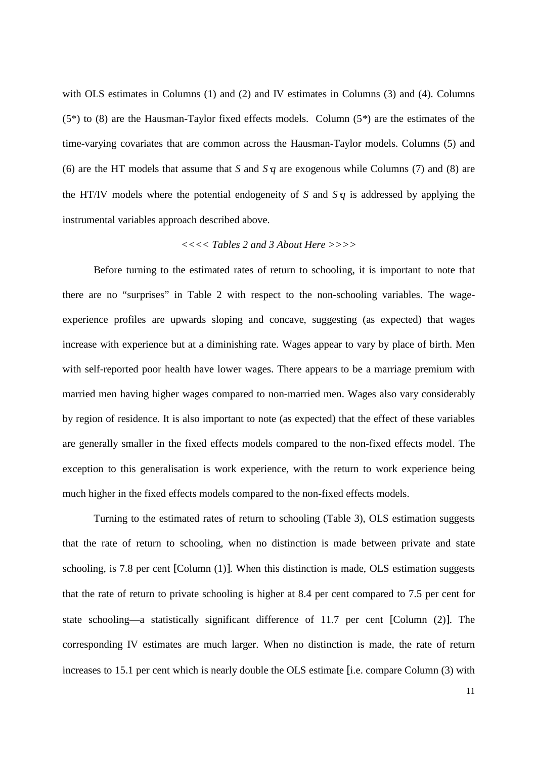with OLS estimates in Columns (1) and (2) and IV estimates in Columns (3) and (4). Columns (5*) to (8) are the Hausman-Taylor fixed effects models. Column (5*) are the estimates of the time-varying covariates that are common across the Hausman-Taylor models. Columns (5) and (6) are the HT models that assume that $S$ and $S{\cdot}q$ are exogenous while Columns (7) and (8) are the HT/IV models where the potential endogeneity of $S$ and $S{\cdot}q$ is addressed by applying the instrumental variables approach described above.

<<<< *Tables 2 and 3 About Here* >>>>

Before turning to the estimated rates of return to schooling, it is important to note that there are no "surprises" in Table 2 with respect to the non-schooling variables. The wage-experience profiles are upwards sloping and concave, suggesting (as expected) that wages increase with experience but at a diminishing rate. Wages appear to vary by place of birth. Men with self-reported poor health have lower wages. There appears to be a marriage premium with married men having higher wages compared to non-married men. Wages also vary considerably by region of residence. It is also important to note (as expected) that the effect of these variables are generally smaller in the fixed effects models compared to the non-fixed effects model. The exception to this generalisation is work experience, with the return to work experience being much higher in the fixed effects models compared to the non-fixed effects models.

Turning to the estimated rates of return to schooling (Table 3), OLS estimation suggests that the rate of return to schooling, when no distinction is made between private and state schooling, is 7.8 per cent [Column (1)]. When this distinction is made, OLS estimation suggests that the rate of return to private schooling is higher at 8.4 per cent compared to 7.5 per cent for state schooling—a statistically significant difference of 11.7 per cent [Column (2)]. The corresponding IV estimates are much larger. When no distinction is made, the rate of return increases to 15.1 per cent which is nearly double the OLS estimate [i.e. compare Column (3) with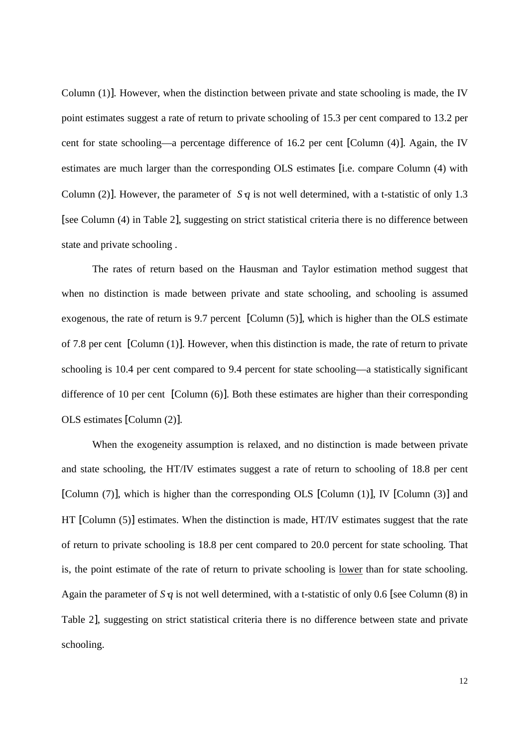Column (1)]. However, when the distinction between private and state schooling is made, the IV point estimates suggest a rate of return to private schooling of 15.3 per cent compared to 13.2 per cent for state schooling—a percentage difference of 16.2 per cent [Column (4)]. Again, the IV estimates are much larger than the corresponding OLS estimates [i.e. compare Column (4) with Column (2)]. However, the parameter of $S \cdot q$ is not well determined, with a t-statistic of only 1.3 [see Column (4) in Table 2], suggesting on strict statistical criteria there is no difference between state and private schooling .

The rates of return based on the Hausman and Taylor estimation method suggest that when no distinction is made between private and state schooling, and schooling is assumed exogenous, the rate of return is 9.7 percent [Column (5)], which is higher than the OLS estimate of 7.8 per cent [Column (1)]. However, when this distinction is made, the rate of return to private schooling is 10.4 per cent compared to 9.4 percent for state schooling—a statistically significant difference of 10 per cent [Column (6)]. Both these estimates are higher than their corresponding OLS estimates [Column (2)].

When the exogeneity assumption is relaxed, and no distinction is made between private and state schooling, the HT/IV estimates suggest a rate of return to schooling of 18.8 per cent [Column (7)], which is higher than the corresponding OLS [Column (1)], IV [Column (3)] and HT [Column (5)] estimates. When the distinction is made, HT/IV estimates suggest that the rate of return to private schooling is 18.8 per cent compared to 20.0 percent for state schooling. That is, the point estimate of the rate of return to private schooling is <u>lower</u> than for state schooling. Again the parameter of $S \cdot q$ is not well determined, with a t-statistic of only 0.6 [see Column (8) in Table 2], suggesting on strict statistical criteria there is no difference between state and private schooling.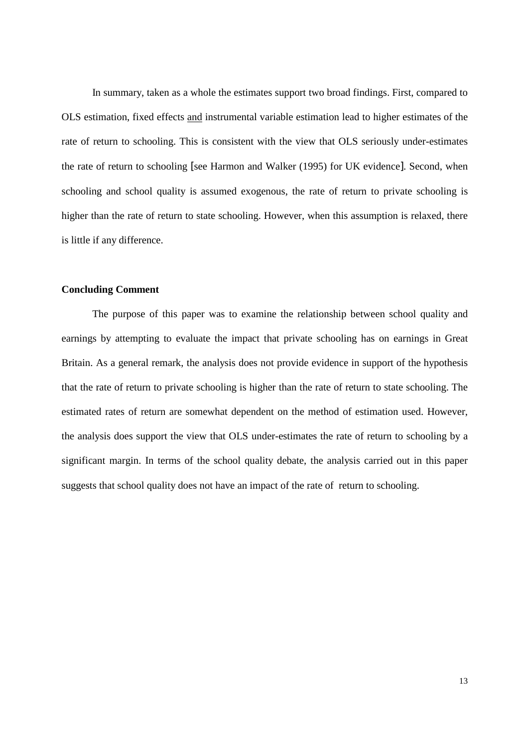In summary, taken as a whole the estimates support two broad findings. First, compared to OLS estimation, fixed effects and instrumental variable estimation lead to higher estimates of the rate of return to schooling. This is consistent with the view that OLS seriously under-estimates the rate of return to schooling [see Harmon and Walker (1995) for UK evidence]. Second, when schooling and school quality is assumed exogenous, the rate of return to private schooling is higher than the rate of return to state schooling. However, when this assumption is relaxed, there is little if any difference.

**Concluding Comment**

The purpose of this paper was to examine the relationship between school quality and earnings by attempting to evaluate the impact that private schooling has on earnings in Great Britain. As a general remark, the analysis does not provide evidence in support of the hypothesis that the rate of return to private schooling is higher than the rate of return to state schooling. The estimated rates of return are somewhat dependent on the method of estimation used. However, the analysis does support the view that OLS under-estimates the rate of return to schooling by a significant margin. In terms of the school quality debate, the analysis carried out in this paper suggests that school quality does not have an impact of the rate of return to schooling.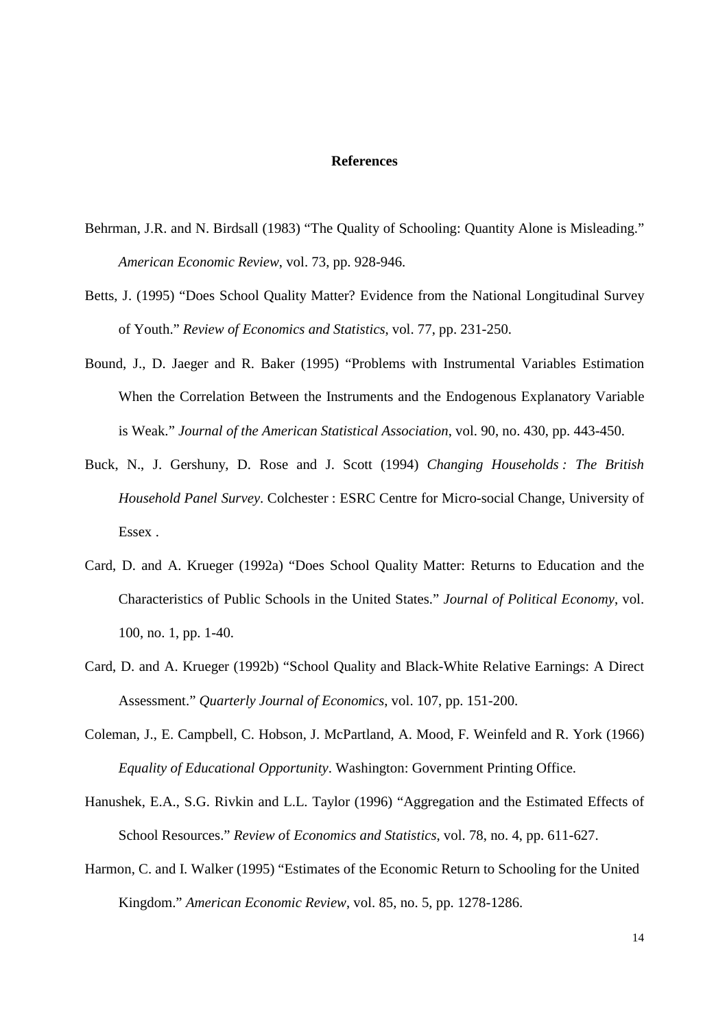**References**

Behrman, J.R. and N. Birdsall (1983) "The Quality of Schooling: Quantity Alone is Misleading." *American Economic Review*, vol. 73, pp. 928-946.

Betts, J. (1995) "Does School Quality Matter? Evidence from the National Longitudinal Survey of Youth." *Review of Economics and Statistics*, vol. 77, pp. 231-250.

Bound, J., D. Jaeger and R. Baker (1995) "Problems with Instrumental Variables Estimation When the Correlation Between the Instruments and the Endogenous Explanatory Variable is Weak." *Journal of the American Statistical Association*, vol. 90, no. 430, pp. 443-450.

Buck, N., J. Gershuny, D. Rose and J. Scott (1994) *Changing Households : The British Household Panel Survey*. Colchester : ESRC Centre for Micro-social Change, University of Essex .

Card, D. and A. Krueger (1992a) "Does School Quality Matter: Returns to Education and the Characteristics of Public Schools in the United States." *Journal of Political Economy*, vol. 100, no. 1, pp. 1-40.

Card, D. and A. Krueger (1992b) "School Quality and Black-White Relative Earnings: A Direct Assessment." *Quarterly Journal of Economics*, vol. 107, pp. 151-200.

Coleman, J., E. Campbell, C. Hobson, J. McPartland, A. Mood, F. Weinfeld and R. York (1966) *Equality of Educational Opportunity*. Washington: Government Printing Office.

Hanushek, E.A., S.G. Rivkin and L.L. Taylor (1996) "Aggregation and the Estimated Effects of School Resources." *Review of Economics and Statistics*, vol. 78, no. 4, pp. 611-627.

Harmon, C. and I. Walker (1995) "Estimates of the Economic Return to Schooling for the United Kingdom." *American Economic Review*, vol. 85, no. 5, pp. 1278-1286.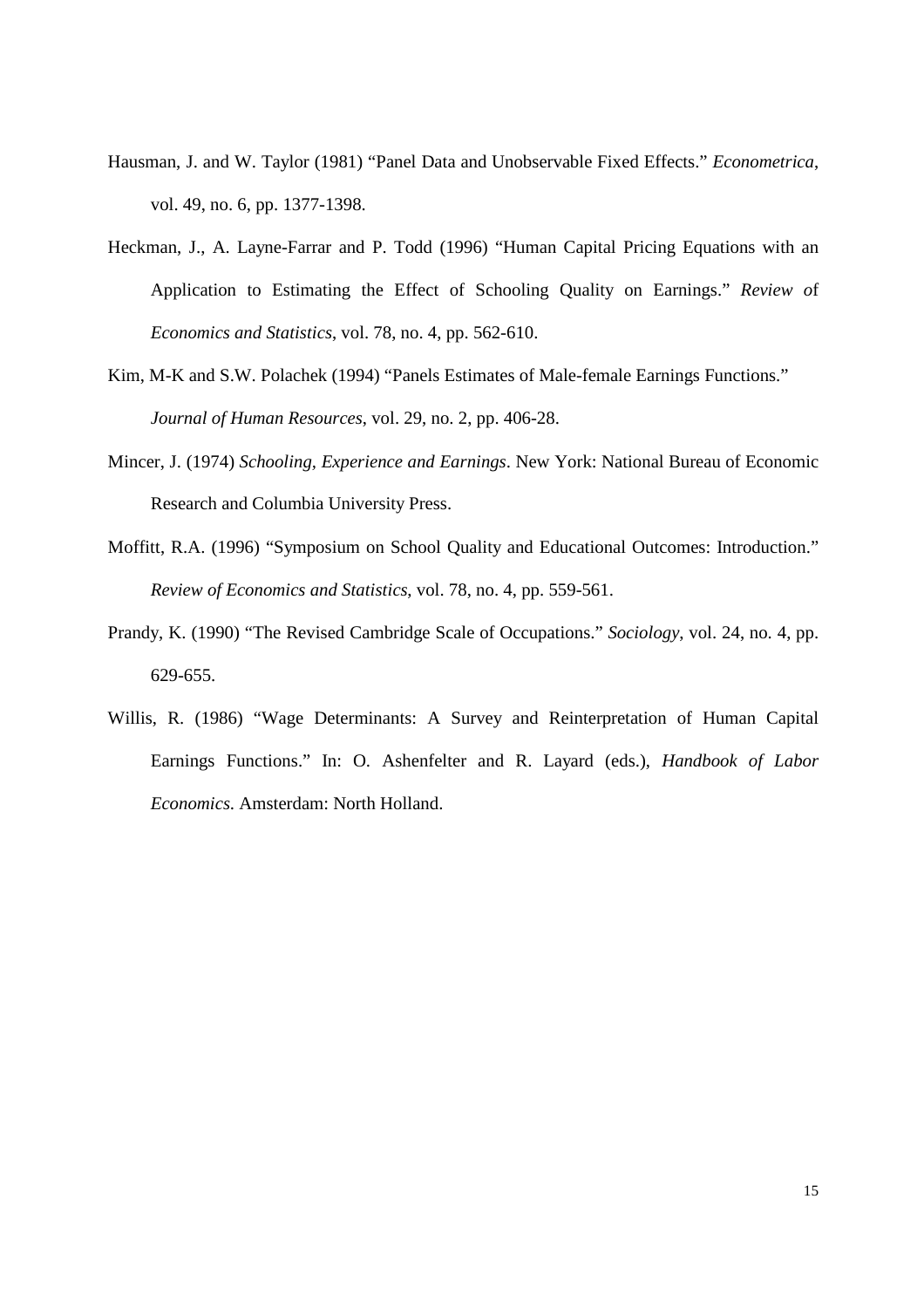Hausman, J. and W. Taylor (1981) "Panel Data and Unobservable Fixed Effects." *Econometrica*, vol. 49, no. 6, pp. 1377-1398.

Heckman, J., A. Layne-Farrar and P. Todd (1996) "Human Capital Pricing Equations with an Application to Estimating the Effect of Schooling Quality on Earnings." *Review of Economics and Statistics*, vol. 78, no. 4, pp. 562-610.

Kim, M-K and S.W. Polachek (1994) "Panels Estimates of Male-female Earnings Functions." *Journal of Human Resources*, vol. 29, no. 2, pp. 406-28.

Mincer, J. (1974) *Schooling, Experience and Earnings*. New York: National Bureau of Economic Research and Columbia University Press.

Moffitt, R.A. (1996) "Symposium on School Quality and Educational Outcomes: Introduction." *Review of Economics and Statistics*, vol. 78, no. 4, pp. 559-561.

Prandy, K. (1990) "The Revised Cambridge Scale of Occupations." *Sociology*, vol. 24, no. 4, pp. 629-655.

Willis, R. (1986) "Wage Determinants: A Survey and Reinterpretation of Human Capital Earnings Functions." In: O. Ashenfelter and R. Layard (eds.), *Handbook of Labor Economics*. Amsterdam: North Holland.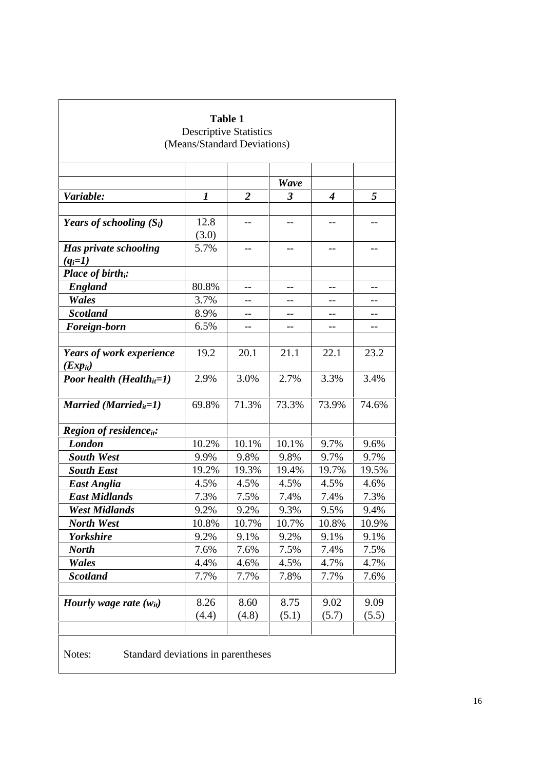**Table 1**
Descriptive Statistics
(Means/Standard Deviations)

| | | | *Wave* | | |
|---|---|---|---|---|---|
| ***Variable:*** | ***1*** | ***2*** | ***3*** | ***4*** | ***5*** |
| ***Years of schooling ($S_i$)*** | 12.8 (3.0) | -- | -- | -- | -- |
| ***Has private schooling ($q_i$=1)*** | 5.7% | -- | -- | -- | -- |
| ***Place of birth$_i$:*** | | | | | |
| ***England*** | 80.8% | -- | -- | -- | -- |
| ***Wales*** | 3.7% | -- | -- | -- | -- |
| ***Scotland*** | 8.9% | -- | -- | -- | -- |
| ***Foreign-born*** | 6.5% | -- | -- | -- | -- |
| | | | | | |
| ***Years of work experience ($Exp_{it}$)*** | 19.2 | 20.1 | 21.1 | 22.1 | 23.2 |
| ***Poor health ($Health_{it}$=1)*** | 2.9% | 3.0% | 2.7% | 3.3% | 3.4% |
| ***Married ($Married_{it}$=1)*** | 69.8% | 71.3% | 73.3% | 73.9% | 74.6% |
| ***Region of residence$_{it}$:*** | | | | | |
| ***London*** | 10.2% | 10.1% | 10.1% | 9.7% | 9.6% |
| ***South West*** | 9.9% | 9.8% | 9.8% | 9.7% | 9.7% |
| ***South East*** | 19.2% | 19.3% | 19.4% | 19.7% | 19.5% |
| ***East Anglia*** | 4.5% | 4.5% | 4.5% | 4.5% | 4.6% |
| ***East Midlands*** | 7.3% | 7.5% | 7.4% | 7.4% | 7.3% |
| ***West Midlands*** | 9.2% | 9.2% | 9.3% | 9.5% | 9.4% |
| ***North West*** | 10.8% | 10.7% | 10.7% | 10.8% | 10.9% |
| ***Yorkshire*** | 9.2% | 9.1% | 9.2% | 9.1% | 9.1% |
| ***North*** | 7.6% | 7.6% | 7.5% | 7.4% | 7.5% |
| ***Wales*** | 4.4% | 4.6% | 4.5% | 4.7% | 4.7% |
| ***Scotland*** | 7.7% | 7.7% | 7.8% | 7.7% | 7.6% |
| | | | | | |
| ***Hourly wage rate ($w_{it}$)*** | 8.26 (4.4) | 8.60 (4.8) | 8.75 (5.1) | 9.02 (5.7) | 9.09 (5.5) |

Notes: Standard deviations in parentheses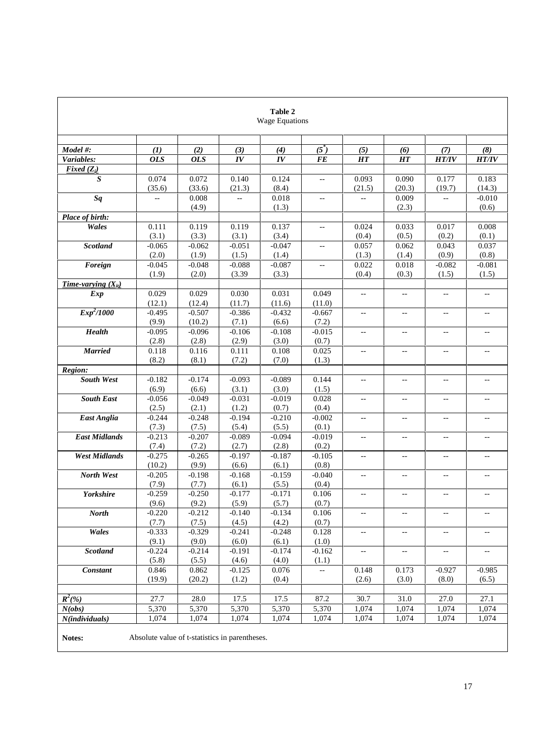**Table 2**
Wage Equations

| Model #: | (1) | (2) | (3) | (4) | $(5^*)$ | (5) | (6) | (7) | (8) |
|---|---|---|---|---|---|---|---|---|---|
| *Variables:* | *OLS* | *OLS* | *IV* | *IV* | *FE* | *HT* | *HT* | *HT/IV* | *HT/IV* |
| ***Fixed ($Z_i$)*** | | | | | | | | | |
| ***S*** | 0.074 | 0.072 | 0.140 | 0.124 | -- | 0.093 | 0.090 | 0.177 | 0.183 |
| | (35.6) | (33.6) | (21.3) | (8.4) | | (21.5) | (20.3) | (19.7) | (14.3) |
| ***Sq*** | -- | 0.008 | -- | 0.018 | -- | -- | 0.009 | -- | -0.010 |
| | | (4.9) | | (1.3) | | | (2.3) | | (0.6) |
| ***Place of birth:*** | | | | | | | | | |
| ***Wales*** | 0.111 | 0.119 | 0.119 | 0.137 | -- | 0.024 | 0.033 | 0.017 | 0.008 |
| | (3.1) | (3.3) | (3.1) | (3.4) | | (0.4) | (0.5) | (0.2) | (0.1) |
| ***Scotland*** | -0.065 | -0.062 | -0.051 | -0.047 | -- | 0.057 | 0.062 | 0.043 | 0.037 |
| | (2.0) | (1.9) | (1.5) | (1.4) | | (1.3) | (1.4) | (0.9) | (0.8) |
| ***Foreign*** | -0.045 | -0.048 | -0.088 | -0.087 | -- | 0.022 | 0.018 | -0.082 | -0.081 |
| | (1.9) | (2.0) | (3.39 | (3.3) | | (0.4) | (0.3) | (1.5) | (1.5) |
| ***Time-varying ($X_{it}$)*** | | | | | | | | | |
| ***Exp*** | 0.029 | 0.029 | 0.030 | 0.031 | 0.049 | -- | -- | -- | -- |
| | (12.1) | (12.4) | (11.7) | (11.6) | (11.0) | | | | |
| ***$Exp^2$/1000*** | -0.495 | -0.507 | -0.386 | -0.432 | -0.667 | -- | -- | -- | -- |
| | (9.9) | (10.2) | (7.1) | (6.6) | (7.2) | | | | |
| ***Health*** | -0.095 | -0.096 | -0.106 | -0.108 | -0.015 | -- | -- | -- | -- |
| | (2.8) | (2.8) | (2.9) | (3.0) | (0.7) | | | | |
| ***Married*** | 0.118 | 0.116 | 0.111 | 0.108 | 0.025 | -- | -- | -- | -- |
| | (8.2) | (8.1) | (7.2) | (7.0) | (1.3) | | | | |
| ***Region:*** | | | | | | | | | |
| ***South West*** | -0.182 | -0.174 | -0.093 | -0.089 | 0.144 | -- | -- | -- | -- |
| | (6.9) | (6.6) | (3.1) | (3.0) | (1.5) | | | | |
| ***South East*** | -0.056 | -0.049 | -0.031 | -0.019 | 0.028 | -- | -- | -- | -- |
| | (2.5) | (2.1) | (1.2) | (0.7) | (0.4) | | | | |
| ***East Anglia*** | -0.244 | -0.248 | -0.194 | -0.210 | -0.002 | -- | -- | -- | -- |
| | (7.3) | (7.5) | (5.4) | (5.5) | (0.1) | | | | |
| ***East Midlands*** | -0.213 | -0.207 | -0.089 | -0.094 | -0.019 | -- | -- | -- | -- |
| | (7.4) | (7.2) | (2.7) | (2.8) | (0.2) | | | | |
| ***West Midlands*** | -0.275 | -0.265 | -0.197 | -0.187 | -0.105 | -- | -- | -- | -- |
| | (10.2) | (9.9) | (6.6) | (6.1) | (0.8) | | | | |
| ***North West*** | -0.205 | -0.198 | -0.168 | -0.159 | -0.040 | -- | -- | -- | -- |
| | (7.9) | (7.7) | (6.1) | (5.5) | (0.4) | | | | |
| ***Yorkshire*** | -0.259 | -0.250 | -0.177 | -0.171 | 0.106 | -- | -- | -- | -- |
| | (9.6) | (9.2) | (5.9) | (5.7) | (0.7) | | | | |
| ***North*** | -0.220 | -0.212 | -0.140 | -0.134 | 0.106 | -- | -- | -- | -- |
| | (7.7) | (7.5) | (4.5) | (4.2) | (0.7) | | | | |
| ***Wales*** | -0.333 | -0.329 | -0.241 | -0.248 | 0.128 | -- | -- | -- | -- |
| | (9.1) | (9.0) | (6.0) | (6.1) | (1.0) | | | | |
| ***Scotland*** | -0.224 | -0.214 | -0.191 | -0.174 | -0.162 | -- | -- | -- | -- |
| | (5.8) | (5.5) | (4.6) | (4.0) | (1.1) | | | | |
| ***Constant*** | 0.846 | 0.862 | -0.125 | 0.076 | -- | 0.148 | 0.173 | -0.927 | -0.985 |
| | (19.9) | (20.2) | (1.2) | (0.4) | | (2.6) | (3.0) | (8.0) | (6.5) |
| | | | | | | | | | |
| ***$R^2$(%)*** | 27.7 | 28.0 | 17.5 | 17.5 | 87.2 | 30.7 | 31.0 | 27.0 | 27.1 |
| ***N(obs)*** | 5,370 | 5,370 | 5,370 | 5,370 | 5,370 | 1,074 | 1,074 | 1,074 | 1,074 |
| ***N(individuals)*** | 1,074 | 1,074 | 1,074 | 1,074 | 1,074 | 1,074 | 1,074 | 1,074 | 1,074 |

**Notes:** Absolute value of t-statistics in parentheses.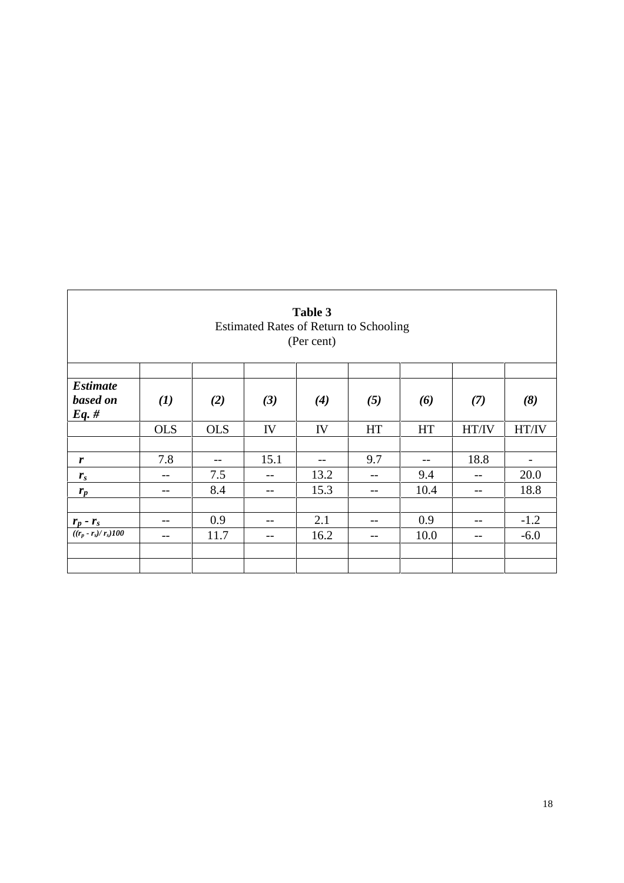**Table 3**
Estimated Rates of Return to Schooling
(Per cent)

| ***Estimate based on Eq. #*** | ***(1)*** | ***(2)*** | ***(3)*** | ***(4)*** | ***(5)*** | ***(6)*** | ***(7)*** | ***(8)*** |
|---|---|---|---|---|---|---|---|---|
| | OLS | OLS | IV | IV | HT | HT | HT/IV | HT/IV |
| | | | | | | | | |
| $r$ | 7.8 | -- | 15.1 | -- | 9.7 | -- | 18.8 | - |
| $r_s$ | -- | 7.5 | -- | 13.2 | -- | 9.4 | -- | 20.0 |
| $r_p$ | -- | 8.4 | -- | 15.3 | -- | 10.4 | -- | 18.8 |
| | | | | | | | | |
| $r_p - r_s$ | -- | 0.9 | -- | 2.1 | -- | 0.9 | -- | -1.2 |
| $((r_p - r_s)/ r_s)100$ | -- | 11.7 | -- | 16.2 | -- | 10.0 | -- | -6.0 |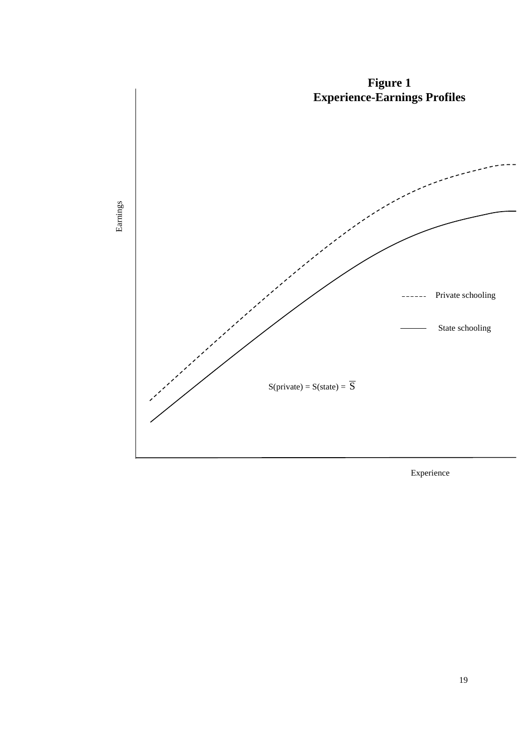**Figure 1**
**Experience-Earnings Profiles**

Earnings

Private schooling

State schooling

S(private) = S(state) = $\overline{S}$

Experience